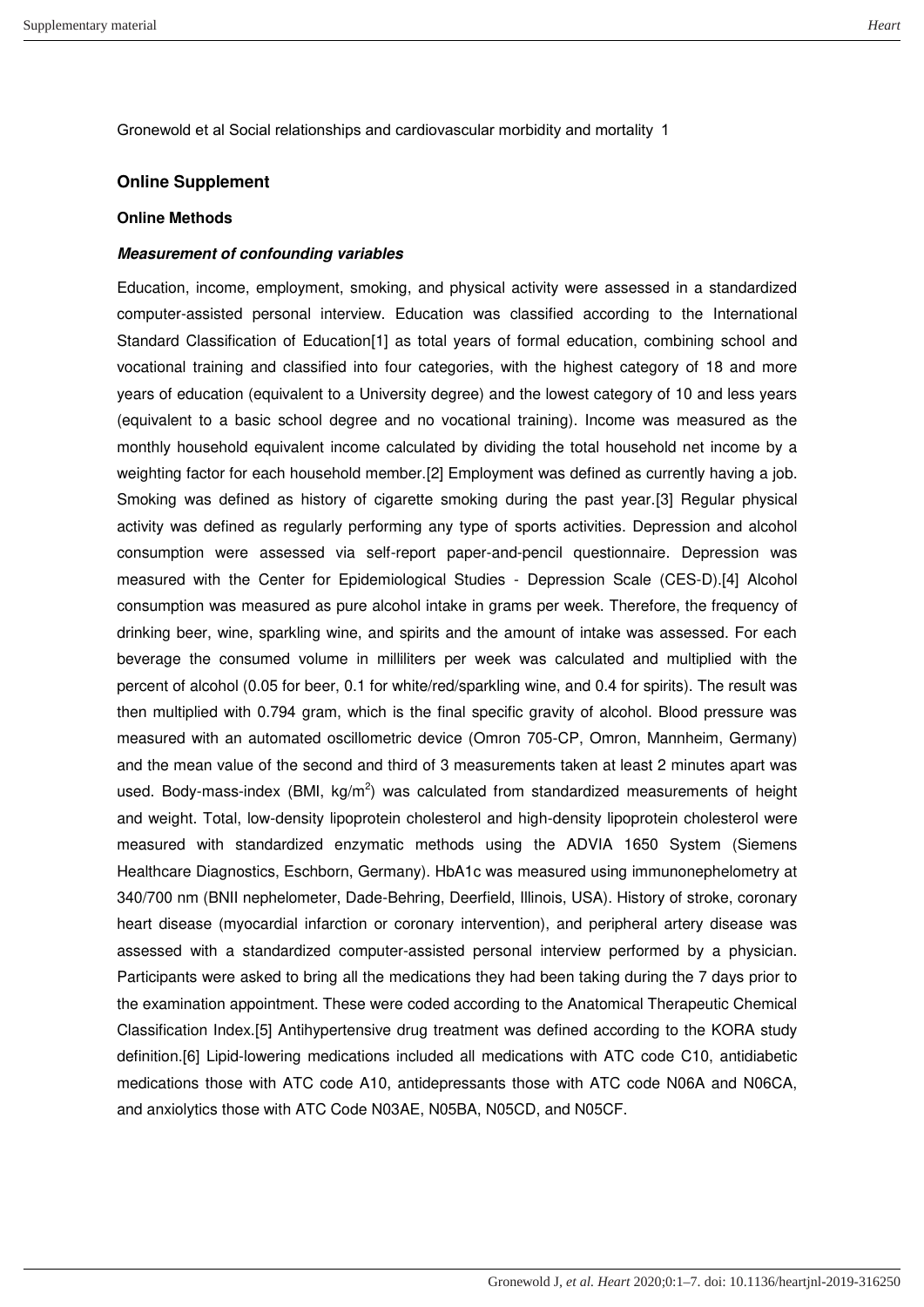Gronewold et al Social relationships and cardiovascular morbidity and mortality 1

## Online Supplement

### Online Methods

#### *Measurement of confounding variables*

Education, income, employment, smoking, and physical activity were assessed in a standardized computer-assisted personal interview. Education was classified according to the International Standard Classification of Education[1] as total years of formal education, combining school and vocational training and classified into four categories, with the highest category of 18 and more years of education (equivalent to a University degree) and the lowest category of 10 and less years (equivalent to a basic school degree and no vocational training). Income was measured as the monthly household equivalent income calculated by dividing the total household net income by a weighting factor for each household member.[2] Employment was defined as currently having a job. Smoking was defined as history of cigarette smoking during the past year.[3] Regular physical activity was defined as regularly performing any type of sports activities. Depression and alcohol consumption were assessed via self-report paper-and-pencil questionnaire. Depression was measured with the Center for Epidemiological Studies - Depression Scale (CES-D).[4] Alcohol consumption was measured as pure alcohol intake in grams per week. Therefore, the frequency of drinking beer, wine, sparkling wine, and spirits and the amount of intake was assessed. For each beverage the consumed volume in milliliters per week was calculated and multiplied with the percent of alcohol (0.05 for beer, 0.1 for white/red/sparkling wine, and 0.4 for spirits). The result was then multiplied with 0.794 gram, which is the final specific gravity of alcohol. Blood pressure was measured with an automated oscillometric device (Omron 705-CP, Omron, Mannheim, Germany) and the mean value of the second and third of 3 measurements taken at least 2 minutes apart was used. Body-mass-index (BMI, $kg/m^2$) was calculated from standardized measurements of height and weight. Total, low-density lipoprotein cholesterol and high-density lipoprotein cholesterol were measured with standardized enzymatic methods using the ADVIA 1650 System (Siemens Healthcare Diagnostics, Eschborn, Germany). HbA1c was measured using immunonephelometry at 340/700 nm (BNII nephelometer, Dade-Behring, Deerfield, Illinois, USA). History of stroke, coronary heart disease (myocardial infarction or coronary intervention), and peripheral artery disease was assessed with a standardized computer-assisted personal interview performed by a physician. Participants were asked to bring all the medications they had been taking during the 7 days prior to the examination appointment. These were coded according to the Anatomical Therapeutic Chemical Classification Index.[5] Antihypertensive drug treatment was defined according to the KORA study definition.[6] Lipid-lowering medications included all medications with ATC code C10, antidiabetic medications those with ATC code A10, antidepressants those with ATC code N06A and N06CA, and anxiolytics those with ATC Code N03AE, N05BA, N05CD, and N05CF.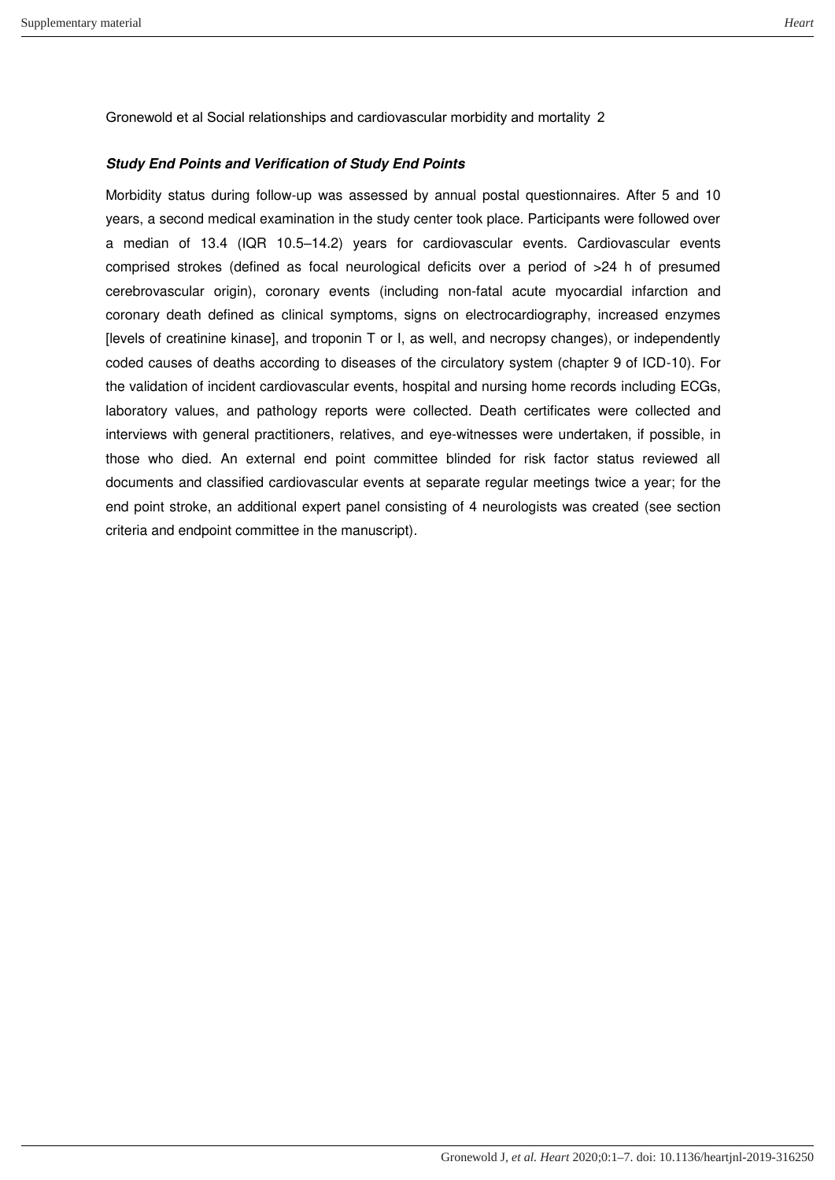Gronewold et al Social relationships and cardiovascular morbidity and mortality 2

***Study End Points and Verification of Study End Points***

Morbidity status during follow-up was assessed by annual postal questionnaires. After 5 and 10 years, a second medical examination in the study center took place. Participants were followed over a median of 13.4 (IQR 10.5–14.2) years for cardiovascular events. Cardiovascular events comprised strokes (defined as focal neurological deficits over a period of >24 h of presumed cerebrovascular origin), coronary events (including non-fatal acute myocardial infarction and coronary death defined as clinical symptoms, signs on electrocardiography, increased enzymes [levels of creatinine kinase], and troponin T or I, as well, and necropsy changes), or independently coded causes of deaths according to diseases of the circulatory system (chapter 9 of ICD-10). For the validation of incident cardiovascular events, hospital and nursing home records including ECGs, laboratory values, and pathology reports were collected. Death certificates were collected and interviews with general practitioners, relatives, and eye-witnesses were undertaken, if possible, in those who died. An external end point committee blinded for risk factor status reviewed all documents and classified cardiovascular events at separate regular meetings twice a year; for the end point stroke, an additional expert panel consisting of 4 neurologists was created (see section criteria and endpoint committee in the manuscript).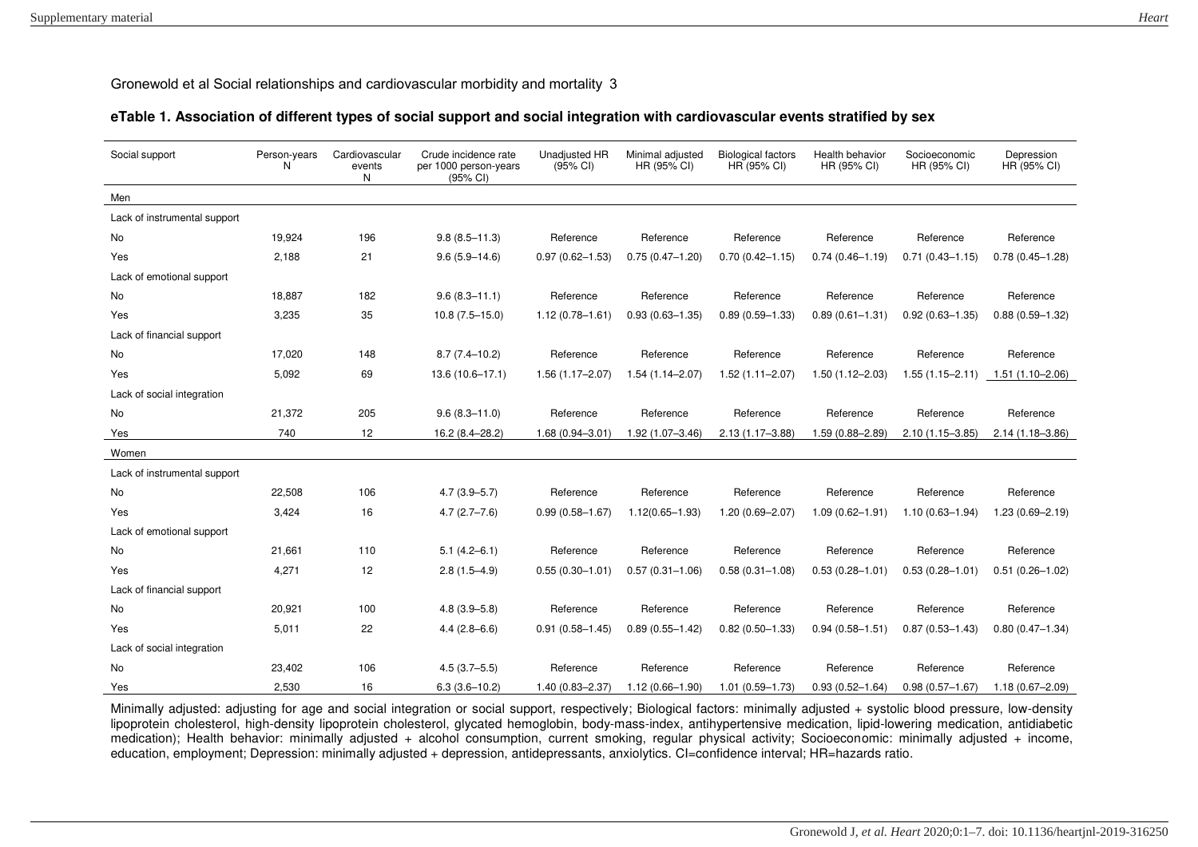Gronewold et al Social relationships and cardiovascular morbidity and mortality 3

**eTable 1. Association of different types of social support and social integration with cardiovascular events stratified by sex**

| Social support | Person-years N | Cardiovascular events N | Crude incidence rate per 1000 person-years (95% CI) | Unadjusted HR (95% CI) | Minimal adjusted HR (95% CI) | Biological factors HR (95% CI) | Health behavior HR (95% CI) | Socioeconomic HR (95% CI) | Depression HR (95% CI) |
|---|---|---|---|---|---|---|---|---|---|
| Men | | | | | | | | | |
| Lack of instrumental support | | | | | | | | | |
| No | 19,924 | 196 | 9.8 (8.5–11.3) | Reference | Reference | Reference | Reference | Reference | Reference |
| Yes | 2,188 | 21 | 9.6 (5.9–14.6) | 0.97 (0.62–1.53) | 0.75 (0.47–1.20) | 0.70 (0.42–1.15) | 0.74 (0.46–1.19) | 0.71 (0.43–1.15) | 0.78 (0.45–1.28) |
| Lack of emotional support | | | | | | | | | |
| No | 18,887 | 182 | 9.6 (8.3–11.1) | Reference | Reference | Reference | Reference | Reference | Reference |
| Yes | 3,235 | 35 | 10.8 (7.5–15.0) | 1.12 (0.78–1.61) | 0.93 (0.63–1.35) | 0.89 (0.59–1.33) | 0.89 (0.61–1.31) | 0.92 (0.63–1.35) | 0.88 (0.59–1.32) |
| Lack of financial support | | | | | | | | | |
| No | 17,020 | 148 | 8.7 (7.4–10.2) | Reference | Reference | Reference | Reference | Reference | Reference |
| Yes | 5,092 | 69 | 13.6 (10.6–17.1) | 1.56 (1.17–2.07) | 1.54 (1.14–2.07) | 1.52 (1.11–2.07) | 1.50 (1.12–2.03) | 1.55 (1.15–2.11) | 1.51 (1.10–2.06) |
| Lack of social integration | | | | | | | | | |
| No | 21,372 | 205 | 9.6 (8.3–11.0) | Reference | Reference | Reference | Reference | Reference | Reference |
| Yes | 740 | 12 | 16.2 (8.4–28.2) | 1.68 (0.94–3.01) | 1.92 (1.07–3.46) | 2.13 (1.17–3.88) | 1.59 (0.88–2.89) | 2.10 (1.15–3.85) | 2.14 (1.18–3.86) |
| Women | | | | | | | | | |
| Lack of instrumental support | | | | | | | | | |
| No | 22,508 | 106 | 4.7 (3.9–5.7) | Reference | Reference | Reference | Reference | Reference | Reference |
| Yes | 3,424 | 16 | 4.7 (2.7–7.6) | 0.99 (0.58–1.67) | 1.12(0.65–1.93) | 1.20 (0.69–2.07) | 1.09 (0.62–1.91) | 1.10 (0.63–1.94) | 1.23 (0.69–2.19) |
| Lack of emotional support | | | | | | | | | |
| No | 21,661 | 110 | 5.1 (4.2–6.1) | Reference | Reference | Reference | Reference | Reference | Reference |
| Yes | 4,271 | 12 | 2.8 (1.5–4.9) | 0.55 (0.30–1.01) | 0.57 (0.31–1.06) | 0.58 (0.31–1.08) | 0.53 (0.28–1.01) | 0.53 (0.28–1.01) | 0.51 (0.26–1.02) |
| Lack of financial support | | | | | | | | | |
| No | 20,921 | 100 | 4.8 (3.9–5.8) | Reference | Reference | Reference | Reference | Reference | Reference |
| Yes | 5,011 | 22 | 4.4 (2.8–6.6) | 0.91 (0.58–1.45) | 0.89 (0.55–1.42) | 0.82 (0.50–1.33) | 0.94 (0.58–1.51) | 0.87 (0.53–1.43) | 0.80 (0.47–1.34) |
| Lack of social integration | | | | | | | | | |
| No | 23,402 | 106 | 4.5 (3.7–5.5) | Reference | Reference | Reference | Reference | Reference | Reference |
| Yes | 2,530 | 16 | 6.3 (3.6–10.2) | 1.40 (0.83–2.37) | 1.12 (0.66–1.90) | 1.01 (0.59–1.73) | 0.93 (0.52–1.64) | 0.98 (0.57–1.67) | 1.18 (0.67–2.09) |

Minimally adjusted: adjusting for age and social integration or social support, respectively; Biological factors: minimally adjusted + systolic blood pressure, low-density lipoprotein cholesterol, high-density lipoprotein cholesterol, glycated hemoglobin, body-mass-index, antihypertensive medication, lipid-lowering medication, antidiabetic medication); Health behavior: minimally adjusted + alcohol consumption, current smoking, regular physical activity; Socioeconomic: minimally adjusted + income, education, employment; Depression: minimally adjusted + depression, antidepressants, anxiolytics. CI=confidence interval; HR=hazards ratio.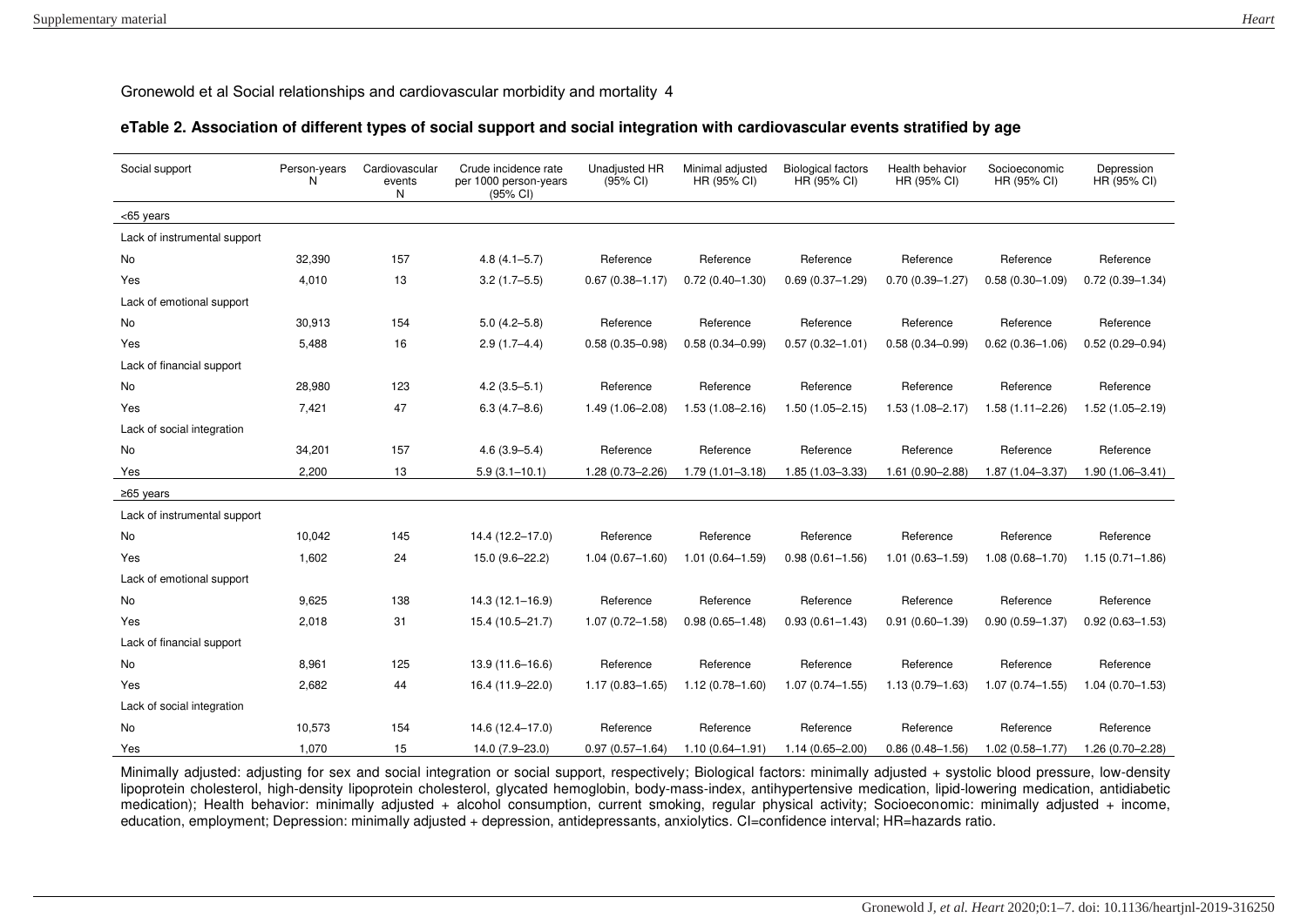Gronewold et al Social relationships and cardiovascular morbidity and mortality 4

### eTable 2. Association of different types of social support and social integration with cardiovascular events stratified by age

| Social support | Person-years N | Cardiovascular events N | Crude incidence rate per 1000 person-years (95% CI) | Unadjusted HR (95% CI) | Minimal adjusted HR (95% CI) | Biological factors HR (95% CI) | Health behavior HR (95% CI) | Socioeconomic HR (95% CI) | Depression HR (95% CI) |
|---|---|---|---|---|---|---|---|---|---|
| <65 years | | | | | | | | | |
| Lack of instrumental support | | | | | | | | | |
| No | 32,390 | 157 | 4.8 (4.1–5.7) | Reference | Reference | Reference | Reference | Reference | Reference |
| Yes | 4,010 | 13 | 3.2 (1.7–5.5) | 0.67 (0.38–1.17) | 0.72 (0.40–1.30) | 0.69 (0.37–1.29) | 0.70 (0.39–1.27) | 0.58 (0.30–1.09) | 0.72 (0.39–1.34) |
| Lack of emotional support | | | | | | | | | |
| No | 30,913 | 154 | 5.0 (4.2–5.8) | Reference | Reference | Reference | Reference | Reference | Reference |
| Yes | 5,488 | 16 | 2.9 (1.7–4.4) | 0.58 (0.35–0.98) | 0.58 (0.34–0.99) | 0.57 (0.32–1.01) | 0.58 (0.34–0.99) | 0.62 (0.36–1.06) | 0.52 (0.29–0.94) |
| Lack of financial support | | | | | | | | | |
| No | 28,980 | 123 | 4.2 (3.5–5.1) | Reference | Reference | Reference | Reference | Reference | Reference |
| Yes | 7,421 | 47 | 6.3 (4.7–8.6) | 1.49 (1.06–2.08) | 1.53 (1.08–2.16) | 1.50 (1.05–2.15) | 1.53 (1.08–2.17) | 1.58 (1.11–2.26) | 1.52 (1.05–2.19) |
| Lack of social integration | | | | | | | | | |
| No | 34,201 | 157 | 4.6 (3.9–5.4) | Reference | Reference | Reference | Reference | Reference | Reference |
| Yes | 2,200 | 13 | 5.9 (3.1–10.1) | 1.28 (0.73–2.26) | 1.79 (1.01–3.18) | 1.85 (1.03–3.33) | 1.61 (0.90–2.88) | 1.87 (1.04–3.37) | 1.90 (1.06–3.41) |
| ≥65 years | | | | | | | | | |
| Lack of instrumental support | | | | | | | | | |
| No | 10,042 | 145 | 14.4 (12.2–17.0) | Reference | Reference | Reference | Reference | Reference | Reference |
| Yes | 1,602 | 24 | 15.0 (9.6–22.2) | 1.04 (0.67–1.60) | 1.01 (0.64–1.59) | 0.98 (0.61–1.56) | 1.01 (0.63–1.59) | 1.08 (0.68–1.70) | 1.15 (0.71–1.86) |
| Lack of emotional support | | | | | | | | | |
| No | 9,625 | 138 | 14.3 (12.1–16.9) | Reference | Reference | Reference | Reference | Reference | Reference |
| Yes | 2,018 | 31 | 15.4 (10.5–21.7) | 1.07 (0.72–1.58) | 0.98 (0.65–1.48) | 0.93 (0.61–1.43) | 0.91 (0.60–1.39) | 0.90 (0.59–1.37) | 0.92 (0.63–1.53) |
| Lack of financial support | | | | | | | | | |
| No | 8,961 | 125 | 13.9 (11.6–16.6) | Reference | Reference | Reference | Reference | Reference | Reference |
| Yes | 2,682 | 44 | 16.4 (11.9–22.0) | 1.17 (0.83–1.65) | 1.12 (0.78–1.60) | 1.07 (0.74–1.55) | 1.13 (0.79–1.63) | 1.07 (0.74–1.55) | 1.04 (0.70–1.53) |
| Lack of social integration | | | | | | | | | |
| No | 10,573 | 154 | 14.6 (12.4–17.0) | Reference | Reference | Reference | Reference | Reference | Reference |
| Yes | 1,070 | 15 | 14.0 (7.9–23.0) | 0.97 (0.57–1.64) | 1.10 (0.64–1.91) | 1.14 (0.65–2.00) | 0.86 (0.48–1.56) | 1.02 (0.58–1.77) | 1.26 (0.70–2.28) |

Minimally adjusted: adjusting for sex and social integration or social support, respectively; Biological factors: minimally adjusted + systolic blood pressure, low-density lipoprotein cholesterol, high-density lipoprotein cholesterol, glycated hemoglobin, body-mass-index, antihypertensive medication, lipid-lowering medication, antidiabetic medication); Health behavior: minimally adjusted + alcohol consumption, current smoking, regular physical activity; Socioeconomic: minimally adjusted + income, education, employment; Depression: minimally adjusted + depression, antidepressants, anxiolytics. CI=confidence interval; HR=hazards ratio.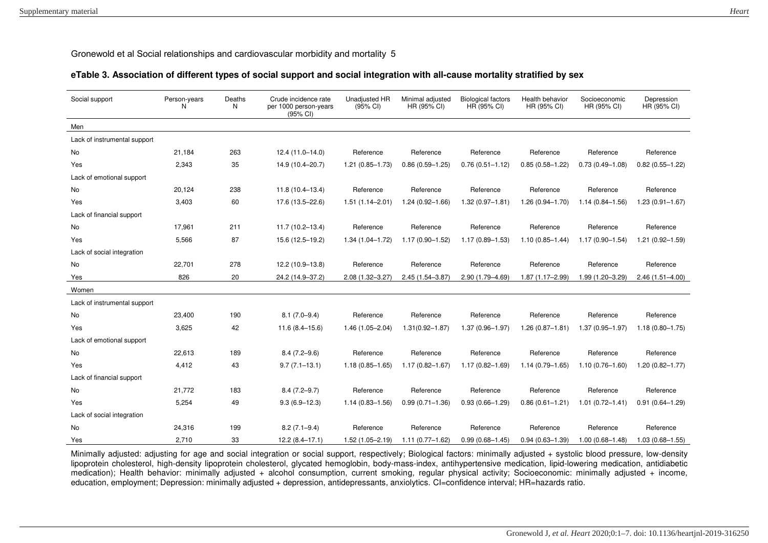Gronewold et al Social relationships and cardiovascular morbidity and mortality 5

**eTable 3. Association of different types of social support and social integration with all-cause mortality stratified by sex**

| Social support | Person-years N | Deaths N | Crude incidence rate per 1000 person-years (95% CI) | Unadjusted HR (95% CI) | Minimal adjusted HR (95% CI) | Biological factors HR (95% CI) | Health behavior HR (95% CI) | Socioeconomic HR (95% CI) | Depression HR (95% CI) |
|---|---|---|---|---|---|---|---|---|---|
| Men | | | | | | | | | |
| Lack of instrumental support | | | | | | | | | |
| No | 21,184 | 263 | 12.4 (11.0–14.0) | Reference | Reference | Reference | Reference | Reference | Reference |
| Yes | 2,343 | 35 | 14.9 (10.4–20.7) | 1.21 (0.85–1.73) | 0.86 (0.59–1.25) | 0.76 (0.51–1.12) | 0.85 (0.58–1.22) | 0.73 (0.49–1.08) | 0.82 (0.55–1.22) |
| Lack of emotional support | | | | | | | | | |
| No | 20,124 | 238 | 11.8 (10.4–13.4) | Reference | Reference | Reference | Reference | Reference | Reference |
| Yes | 3,403 | 60 | 17.6 (13.5–22.6) | 1.51 (1.14–2.01) | 1.24 (0.92–1.66) | 1.32 (0.97–1.81) | 1.26 (0.94–1.70) | 1.14 (0.84–1.56) | 1.23 (0.91–1.67) |
| Lack of financial support | | | | | | | | | |
| No | 17,961 | 211 | 11.7 (10.2–13.4) | Reference | Reference | Reference | Reference | Reference | Reference |
| Yes | 5,566 | 87 | 15.6 (12.5–19.2) | 1.34 (1.04–1.72) | 1.17 (0.90–1.52) | 1.17 (0.89–1.53) | 1.10 (0.85–1.44) | 1.17 (0.90–1.54) | 1.21 (0.92–1.59) |
| Lack of social integration | | | | | | | | | |
| No | 22,701 | 278 | 12.2 (10.9–13.8) | Reference | Reference | Reference | Reference | Reference | Reference |
| Yes | 826 | 20 | 24.2 (14.9–37.2) | 2.08 (1.32–3.27) | 2.45 (1.54–3.87) | 2.90 (1.79–4.69) | 1.87 (1.17–2.99) | 1.99 (1.20–3.29) | 2.46 (1.51–4.00) |
| Women | | | | | | | | | |
| Lack of instrumental support | | | | | | | | | |
| No | 23,400 | 190 | 8.1 (7.0–9.4) | Reference | Reference | Reference | Reference | Reference | Reference |
| Yes | 3,625 | 42 | 11.6 (8.4–15.6) | 1.46 (1.05–2.04) | 1.31(0.92–1.87) | 1.37 (0.96–1.97) | 1.26 (0.87–1.81) | 1.37 (0.95–1.97) | 1.18 (0.80–1.75) |
| Lack of emotional support | | | | | | | | | |
| No | 22,613 | 189 | 8.4 (7.2–9.6) | Reference | Reference | Reference | Reference | Reference | Reference |
| Yes | 4,412 | 43 | 9.7 (7.1–13.1) | 1.18 (0.85–1.65) | 1.17 (0.82–1.67) | 1.17 (0.82–1.69) | 1.14 (0.79–1.65) | 1.10 (0.76–1.60) | 1.20 (0.82–1.77) |
| Lack of financial support | | | | | | | | | |
| No | 21,772 | 183 | 8.4 (7.2–9.7) | Reference | Reference | Reference | Reference | Reference | Reference |
| Yes | 5,254 | 49 | 9.3 (6.9–12.3) | 1.14 (0.83–1.56) | 0.99 (0.71–1.36) | 0.93 (0.66–1.29) | 0.86 (0.61–1.21) | 1.01 (0.72–1.41) | 0.91 (0.64–1.29) |
| Lack of social integration | | | | | | | | | |
| No | 24,316 | 199 | 8.2 (7.1–9.4) | Reference | Reference | Reference | Reference | Reference | Reference |
| Yes | 2,710 | 33 | 12.2 (8.4–17.1) | 1.52 (1.05–2.19) | 1.11 (0.77–1.62) | 0.99 (0.68–1.45) | 0.94 (0.63–1.39) | 1.00 (0.68–1.48) | 1.03 (0.68–1.55) |

Minimally adjusted: adjusting for age and social integration or social support, respectively; Biological factors: minimally adjusted + systolic blood pressure, low-density lipoprotein cholesterol, high-density lipoprotein cholesterol, glycated hemoglobin, body-mass-index, antihypertensive medication, lipid-lowering medication, antidiabetic medication); Health behavior: minimally adjusted + alcohol consumption, current smoking, regular physical activity; Socioeconomic: minimally adjusted + income, education, employment; Depression: minimally adjusted + depression, antidepressants, anxiolytics. CI=confidence interval; HR=hazards ratio.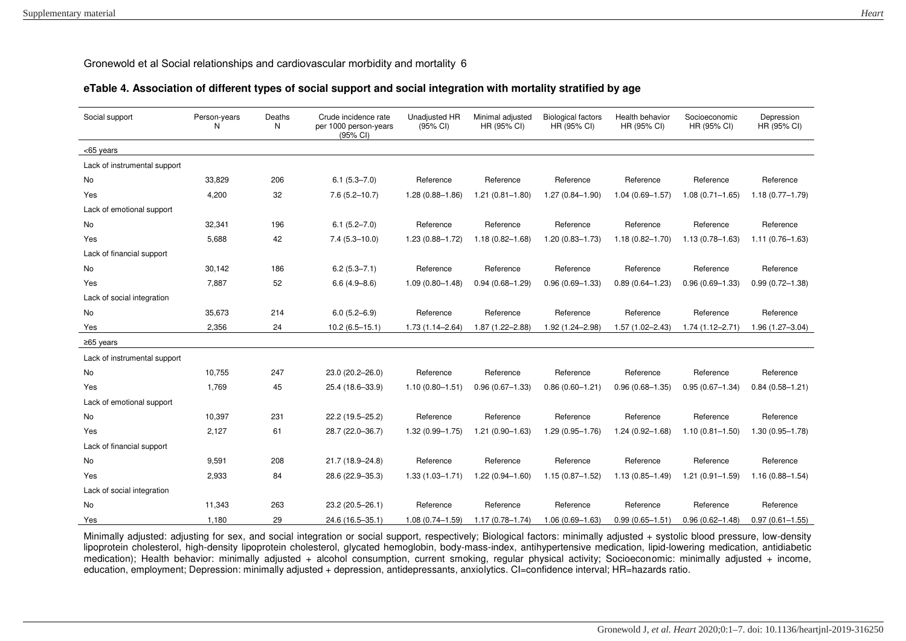Gronewold et al Social relationships and cardiovascular morbidity and mortality 6

**eTable 4. Association of different types of social support and social integration with mortality stratified by age**

| Social support | Person-years N | Deaths N | Crude incidence rate per 1000 person-years (95% CI) | Unadjusted HR (95% CI) | Minimal adjusted HR (95% CI) | Biological factors HR (95% CI) | Health behavior HR (95% CI) | Socioeconomic HR (95% CI) | Depression HR (95% CI) |
|---|---|---|---|---|---|---|---|---|---|
| <65 years | | | | | | | | | |
| Lack of instrumental support | | | | | | | | | |
| No | 33,829 | 206 | 6.1 (5.3–7.0) | Reference | Reference | Reference | Reference | Reference | Reference |
| Yes | 4,200 | 32 | 7.6 (5.2–10.7) | 1.28 (0.88–1.86) | 1.21 (0.81–1.80) | 1.27 (0.84–1.90) | 1.04 (0.69–1.57) | 1.08 (0.71–1.65) | 1.18 (0.77–1.79) |
| Lack of emotional support | | | | | | | | | |
| No | 32,341 | 196 | 6.1 (5.2–7.0) | Reference | Reference | Reference | Reference | Reference | Reference |
| Yes | 5,688 | 42 | 7.4 (5.3–10.0) | 1.23 (0.88–1.72) | 1.18 (0.82–1.68) | 1.20 (0.83–1.73) | 1.18 (0.82–1.70) | 1.13 (0.78–1.63) | 1.11 (0.76–1.63) |
| Lack of financial support | | | | | | | | | |
| No | 30,142 | 186 | 6.2 (5.3–7.1) | Reference | Reference | Reference | Reference | Reference | Reference |
| Yes | 7,887 | 52 | 6.6 (4.9–8.6) | 1.09 (0.80–1.48) | 0.94 (0.68–1.29) | 0.96 (0.69–1.33) | 0.89 (0.64–1.23) | 0.96 (0.69–1.33) | 0.99 (0.72–1.38) |
| Lack of social integration | | | | | | | | | |
| No | 35,673 | 214 | 6.0 (5.2–6.9) | Reference | Reference | Reference | Reference | Reference | Reference |
| Yes | 2,356 | 24 | 10.2 (6.5–15.1) | 1.73 (1.14–2.64) | 1.87 (1.22–2.88) | 1.92 (1.24–2.98) | 1.57 (1.02–2.43) | 1.74 (1.12–2.71) | 1.96 (1.27–3.04) |
| ≥65 years | | | | | | | | | |
| Lack of instrumental support | | | | | | | | | |
| No | 10,755 | 247 | 23.0 (20.2–26.0) | Reference | Reference | Reference | Reference | Reference | Reference |
| Yes | 1,769 | 45 | 25.4 (18.6–33.9) | 1.10 (0.80–1.51) | 0.96 (0.67–1.33) | 0.86 (0.60–1.21) | 0.96 (0.68–1.35) | 0.95 (0.67–1.34) | 0.84 (0.58–1.21) |
| Lack of emotional support | | | | | | | | | |
| No | 10,397 | 231 | 22.2 (19.5–25.2) | Reference | Reference | Reference | Reference | Reference | Reference |
| Yes | 2,127 | 61 | 28.7 (22.0–36.7) | 1.32 (0.99–1.75) | 1.21 (0.90–1.63) | 1.29 (0.95–1.76) | 1.24 (0.92–1.68) | 1.10 (0.81–1.50) | 1.30 (0.95–1.78) |
| Lack of financial support | | | | | | | | | |
| No | 9,591 | 208 | 21.7 (18.9–24.8) | Reference | Reference | Reference | Reference | Reference | Reference |
| Yes | 2,933 | 84 | 28.6 (22.9–35.3) | 1.33 (1.03–1.71) | 1.22 (0.94–1.60) | 1.15 (0.87–1.52) | 1.13 (0.85–1.49) | 1.21 (0.91–1.59) | 1.16 (0.88–1.54) |
| Lack of social integration | | | | | | | | | |
| No | 11,343 | 263 | 23.2 (20.5–26.1) | Reference | Reference | Reference | Reference | Reference | Reference |
| Yes | 1,180 | 29 | 24.6 (16.5–35.1) | 1.08 (0.74–1.59) | 1.17 (0.78–1.74) | 1.06 (0.69–1.63) | 0.99 (0.65–1.51) | 0.96 (0.62–1.48) | 0.97 (0.61–1.55) |

Minimally adjusted: adjusting for sex, and social integration or social support, respectively; Biological factors: minimally adjusted + systolic blood pressure, low-density lipoprotein cholesterol, high-density lipoprotein cholesterol, glycated hemoglobin, body-mass-index, antihypertensive medication, lipid-lowering medication, antidiabetic medication); Health behavior: minimally adjusted + alcohol consumption, current smoking, regular physical activity; Socioeconomic: minimally adjusted + income, education, employment; Depression: minimally adjusted + depression, antidepressants, anxiolytics. CI=confidence interval; HR=hazards ratio.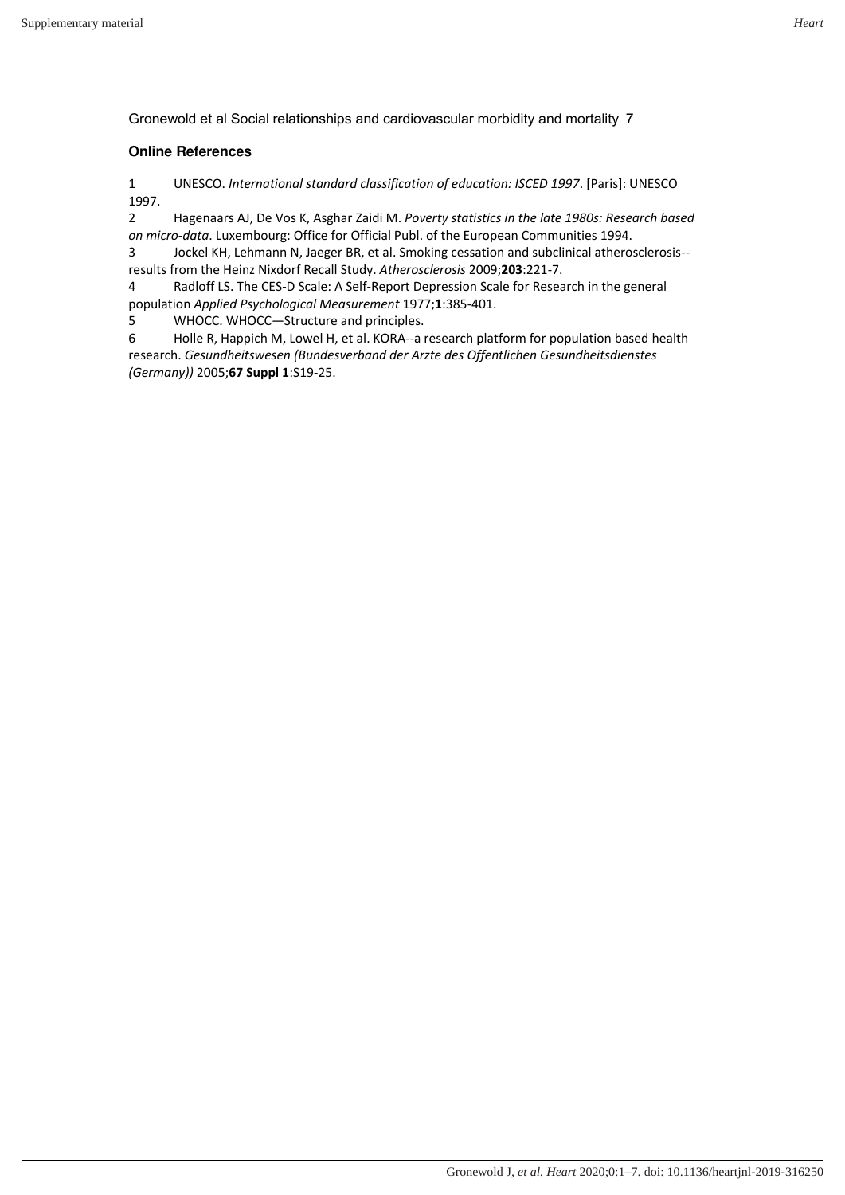Gronewold et al Social relationships and cardiovascular morbidity and mortality 7

### Online References

1 UNESCO. *International standard classification of education: ISCED 1997*. [Paris]: UNESCO 1997.

2 Hagenaars AJ, De Vos K, Asghar Zaidi M. *Poverty statistics in the late 1980s: Research based on micro-data*. Luxembourg: Office for Official Publ. of the European Communities 1994.

3 Jockel KH, Lehmann N, Jaeger BR, et al. Smoking cessation and subclinical atherosclerosis--results from the Heinz Nixdorf Recall Study. *Atherosclerosis* 2009;**203**:221-7.

4 Radloff LS. The CES-D Scale: A Self-Report Depression Scale for Research in the general population *Applied Psychological Measurement* 1977;**1**:385-401.

5 WHOCC. WHOCC—Structure and principles.

6 Holle R, Happich M, Lowel H, et al. KORA--a research platform for population based health research. *Gesundheitswesen (Bundesverband der Arzte des Offentlichen Gesundheitsdienstes (Germany))* 2005;**67 Suppl 1**:S19-25.